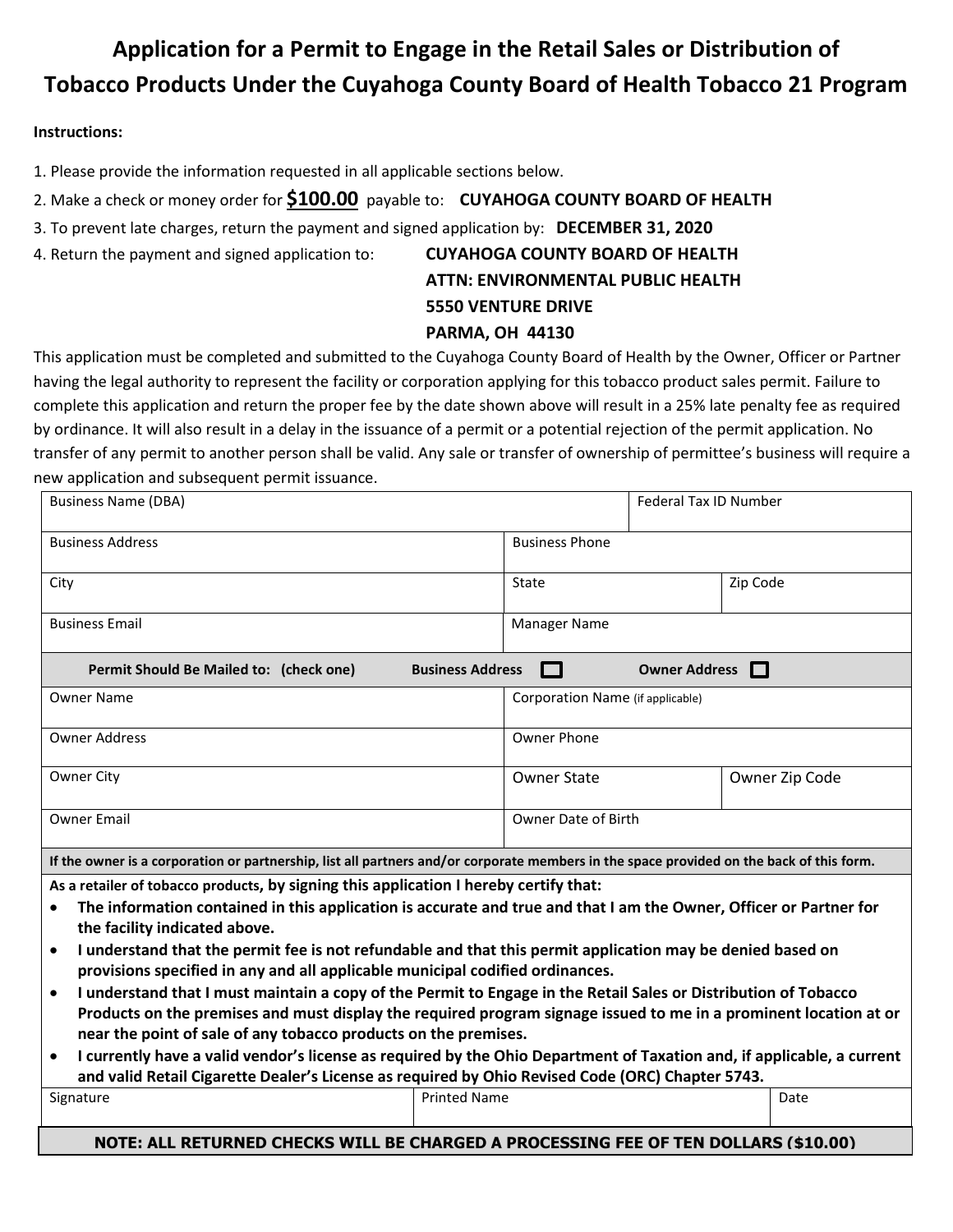# Application for a Permit to Engage in the Retail Sales or Distribution of Tobacco Products Under the Cuyahoga County Board of Health Tobacco 21 Program

**Instructions:**

1. Please provide the information requested in all applicable sections below.
2. Make a check or money order for **$100.00** payable to: **CUYAHOGA COUNTY BOARD OF HEALTH**
3. To prevent late charges, return the payment and signed application by: **DECEMBER 31, 2020**
4. Return the payment and signed application to: **CUYAHOGA COUNTY BOARD OF HEALTH**
   **ATTN: ENVIRONMENTAL PUBLIC HEALTH**
   **5550 VENTURE DRIVE**
   **PARMA, OH 44130**

This application must be completed and submitted to the Cuyahoga County Board of Health by the Owner, Officer or Partner having the legal authority to represent the facility or corporation applying for this tobacco product sales permit. Failure to complete this application and return the proper fee by the date shown above will result in a 25% late penalty fee as required by ordinance. It will also result in a delay in the issuance of a permit or a potential rejection of the permit application. No transfer of any permit to another person shall be valid. Any sale or transfer of ownership of permittee's business will require a new application and subsequent permit issuance.

| | | |
|---|---|---|
| Business Name (DBA) | | Federal Tax ID Number |
| Business Address | Business Phone | |
| City | State | Zip Code |
| Business Email | Manager Name | |
| **Permit Should Be Mailed to: (check one)** | **Business Address** ☐ | **Owner Address** ☐ |
| Owner Name | Corporation Name (if applicable) | |
| Owner Address | Owner Phone | |
| Owner City | Owner State | Owner Zip Code |
| Owner Email | Owner Date of Birth | |

**If the owner is a corporation or partnership, list all partners and/or corporate members in the space provided on the back of this form.**

**As a retailer of tobacco products, by signing this application I hereby certify that:**

- **The information contained in this application is accurate and true and that I am the Owner, Officer or Partner for the facility indicated above.**
- **I understand that the permit fee is not refundable and that this permit application may be denied based on provisions specified in any and all applicable municipal codified ordinances.**
- **I understand that I must maintain a copy of the Permit to Engage in the Retail Sales or Distribution of Tobacco Products on the premises and must display the required program signage issued to me in a prominent location at or near the point of sale of any tobacco products on the premises.**
- **I currently have a valid vendor's license as required by the Ohio Department of Taxation and, if applicable, a current and valid Retail Cigarette Dealer's License as required by Ohio Revised Code (ORC) Chapter 5743.**

| Signature | Printed Name | Date |
|---|---|---|
| | | |

**NOTE: ALL RETURNED CHECKS WILL BE CHARGED A PROCESSING FEE OF TEN DOLLARS ($10.00)**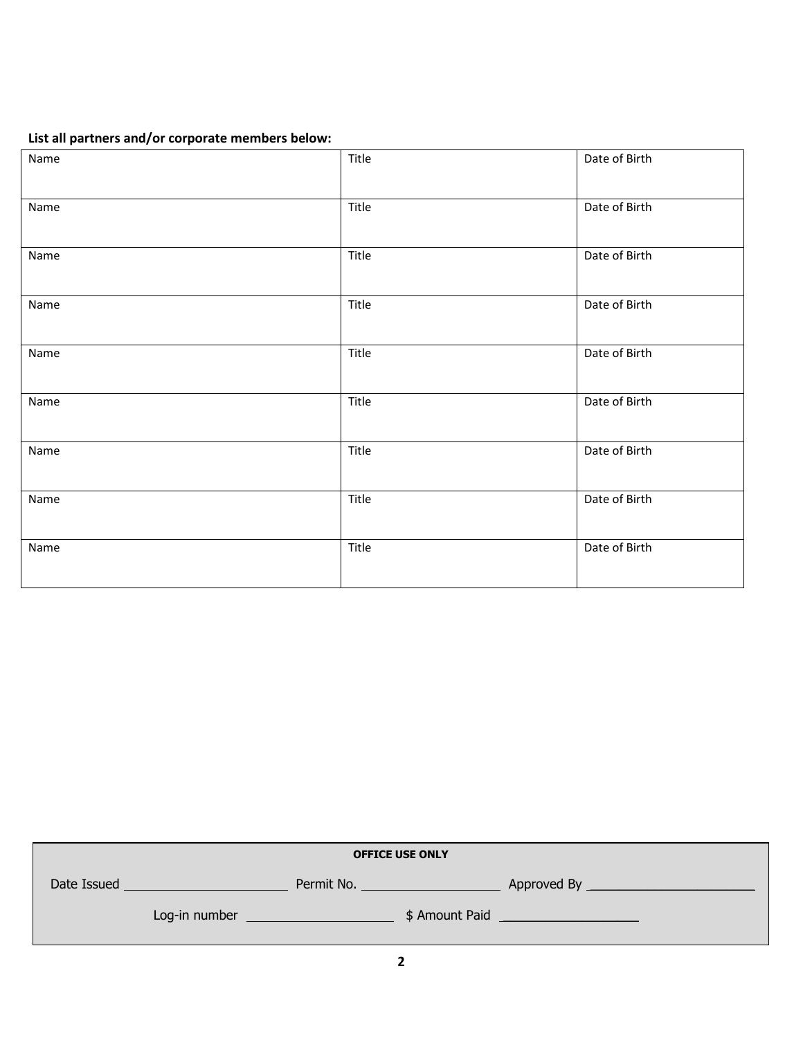**List all partners and/or corporate members below:**

| | | |
|---|---|---|
| Name | Title | Date of Birth |
| Name | Title | Date of Birth |
| Name | Title | Date of Birth |
| Name | Title | Date of Birth |
| Name | Title | Date of Birth |
| Name | Title | Date of Birth |
| Name | Title | Date of Birth |
| Name | Title | Date of Birth |
| Name | Title | Date of Birth |

**OFFICE USE ONLY**

Date Issued ______________________ Permit No. ____________________ Approved By ______________________

Log-in number ____________________ $ Amount Paid ____________________